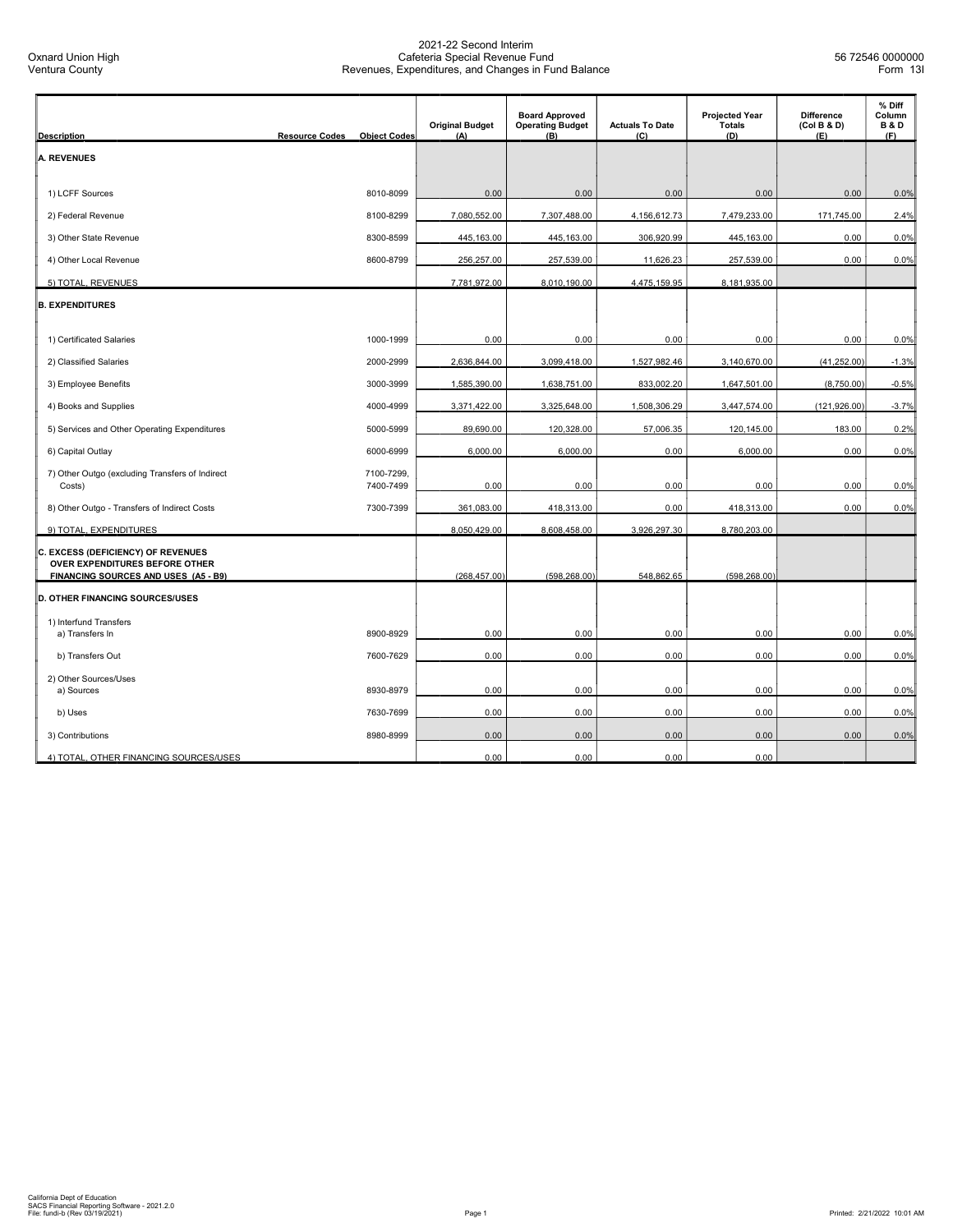Oxnard Union High
Ventura County

# 2021-22 Second Interim
## Cafeteria Special Revenue Fund
### Revenues, Expenditures, and Changes in Fund Balance

56 72546 0000000
Form 13I

| Description | Resource Codes | Object Codes | Original Budget (A) | Board Approved Operating Budget (B) | Actuals To Date (C) | Projected Year Totals (D) | Difference (Col B & D) (E) | % Diff Column B & D (F) |
|---|---|---|---|---|---|---|---|---|
| **A. REVENUES** | | | | | | | | |
| 1) LCFF Sources | | 8010-8099 | 0.00 | 0.00 | 0.00 | 0.00 | 0.00 | 0.0% |
| 2) Federal Revenue | | 8100-8299 | 7,080,552.00 | 7,307,488.00 | 4,156,612.73 | 7,479,233.00 | 171,745.00 | 2.4% |
| 3) Other State Revenue | | 8300-8599 | 445,163.00 | 445,163.00 | 306,920.99 | 445,163.00 | 0.00 | 0.0% |
| 4) Other Local Revenue | | 8600-8799 | 256,257.00 | 257,539.00 | 11,626.23 | 257,539.00 | 0.00 | 0.0% |
| 5) TOTAL, REVENUES | | | 7,781,972.00 | 8,010,190.00 | 4,475,159.95 | 8,181,935.00 | | |
| **B. EXPENDITURES** | | | | | | | | |
| 1) Certificated Salaries | | 1000-1999 | 0.00 | 0.00 | 0.00 | 0.00 | 0.00 | 0.0% |
| 2) Classified Salaries | | 2000-2999 | 2,636,844.00 | 3,099,418.00 | 1,527,982.46 | 3,140,670.00 | (41,252.00) | -1.3% |
| 3) Employee Benefits | | 3000-3999 | 1,585,390.00 | 1,638,751.00 | 833,002.20 | 1,647,501.00 | (8,750.00) | -0.5% |
| 4) Books and Supplies | | 4000-4999 | 3,371,422.00 | 3,325,648.00 | 1,508,306.29 | 3,447,574.00 | (121,926.00) | -3.7% |
| 5) Services and Other Operating Expenditures | | 5000-5999 | 89,690.00 | 120,328.00 | 57,006.35 | 120,145.00 | 183.00 | 0.2% |
| 6) Capital Outlay | | 6000-6999 | 6,000.00 | 6,000.00 | 0.00 | 6,000.00 | 0.00 | 0.0% |
| 7) Other Outgo (excluding Transfers of Indirect Costs) | | 7100-7299, 7400-7499 | 0.00 | 0.00 | 0.00 | 0.00 | 0.00 | 0.0% |
| 8) Other Outgo - Transfers of Indirect Costs | | 7300-7399 | 361,083.00 | 418,313.00 | 0.00 | 418,313.00 | 0.00 | 0.0% |
| 9) TOTAL, EXPENDITURES | | | 8,050,429.00 | 8,608,458.00 | 3,926,297.30 | 8,780,203.00 | | |
| **C. EXCESS (DEFICIENCY) OF REVENUES OVER EXPENDITURES BEFORE OTHER FINANCING SOURCES AND USES (A5 - B9)** | | | (268,457.00) | (598,268.00) | 548,862.65 | (598,268.00) | | |
| **D. OTHER FINANCING SOURCES/USES** | | | | | | | | |
| 1) Interfund Transfers<br>a) Transfers In | | 8900-8929 | 0.00 | 0.00 | 0.00 | 0.00 | 0.00 | 0.0% |
| b) Transfers Out | | 7600-7629 | 0.00 | 0.00 | 0.00 | 0.00 | 0.00 | 0.0% |
| 2) Other Sources/Uses<br>a) Sources | | 8930-8979 | 0.00 | 0.00 | 0.00 | 0.00 | 0.00 | 0.0% |
| b) Uses | | 7630-7699 | 0.00 | 0.00 | 0.00 | 0.00 | 0.00 | 0.0% |
| 3) Contributions | | 8980-8999 | 0.00 | 0.00 | 0.00 | 0.00 | 0.00 | 0.0% |
| 4) TOTAL, OTHER FINANCING SOURCES/USES | | | 0.00 | 0.00 | 0.00 | 0.00 | | |

California Dept of Education
SACS Financial Reporting Software - 2021.2.0
File: fundi-b (Rev 03/19/2021)

Printed: 2/21/2022 10:01 AM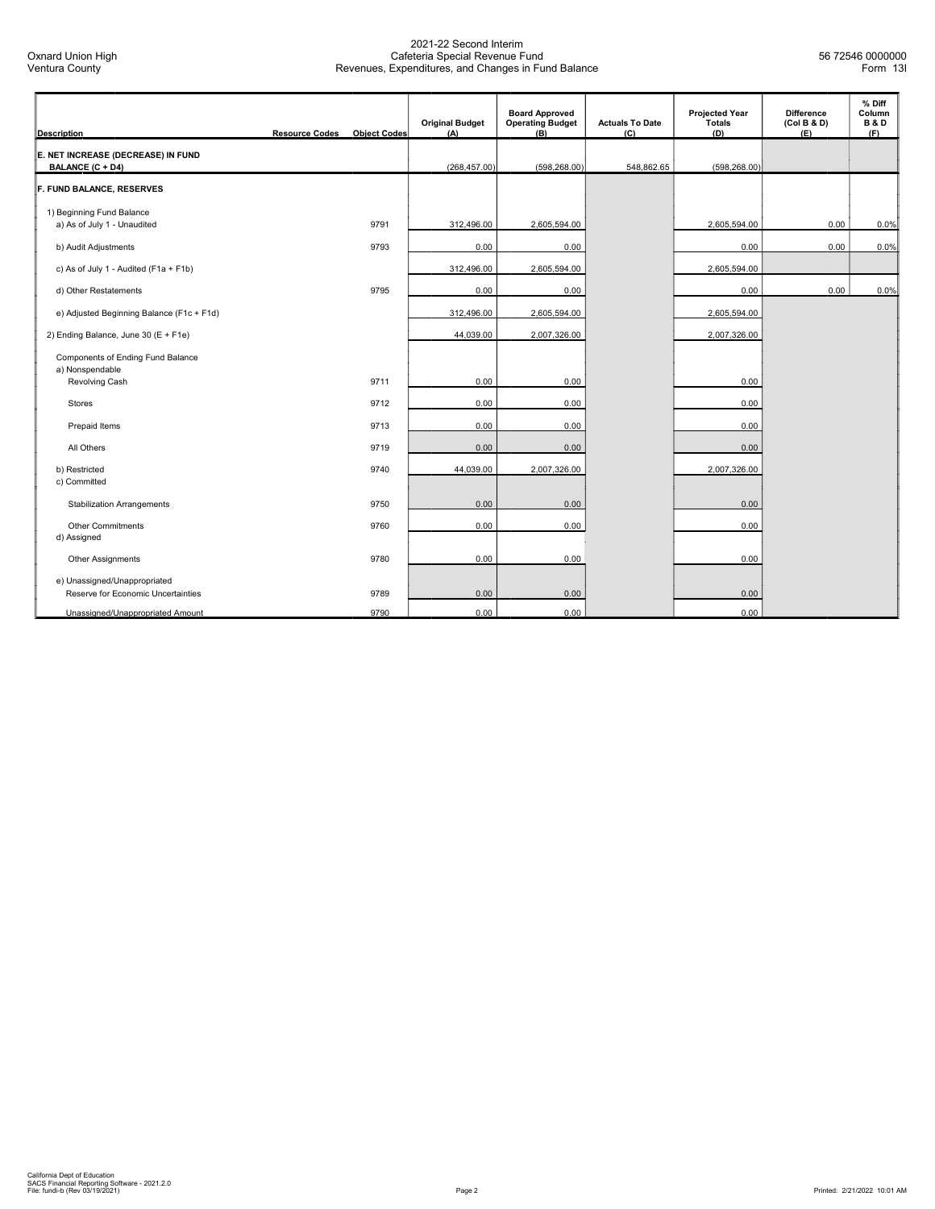2021-22 Second Interim
Cafeteria Special Revenue Fund
Revenues, Expenditures, and Changes in Fund Balance

Oxnard Union High
Ventura County

56 72546 0000000
Form 13I

| Description | Resource Codes | Object Codes | Original Budget (A) | Board Approved Operating Budget (B) | Actuals To Date (C) | Projected Year Totals (D) | Difference (Col B & D) (E) | % Diff Column B & D (F) |
|---|---|---|---|---|---|---|---|---|
| **E. NET INCREASE (DECREASE) IN FUND BALANCE (C + D4)** | | | (268,457.00) | (598,268.00) | 548,862.65 | (598,268.00) | | |
| **F. FUND BALANCE, RESERVES** | | | | | | | | |
| 1) Beginning Fund Balance | | | | | | | | |
| a) As of July 1 - Unaudited | | 9791 | 312,496.00 | 2,605,594.00 | | 2,605,594.00 | 0.00 | 0.0% |
| b) Audit Adjustments | | 9793 | 0.00 | 0.00 | | 0.00 | 0.00 | 0.0% |
| c) As of July 1 - Audited (F1a + F1b) | | | 312,496.00 | 2,605,594.00 | | 2,605,594.00 | | |
| d) Other Restatements | | 9795 | 0.00 | 0.00 | | 0.00 | 0.00 | 0.0% |
| e) Adjusted Beginning Balance (F1c + F1d) | | | 312,496.00 | 2,605,594.00 | | 2,605,594.00 | | |
| 2) Ending Balance, June 30 (E + F1e) | | | 44,039.00 | 2,007,326.00 | | 2,007,326.00 | | |
| Components of Ending Fund Balance | | | | | | | | |
| a) Nonspendable | | | | | | | | |
| Revolving Cash | | 9711 | 0.00 | 0.00 | | 0.00 | | |
| Stores | | 9712 | 0.00 | 0.00 | | 0.00 | | |
| Prepaid Items | | 9713 | 0.00 | 0.00 | | 0.00 | | |
| All Others | | 9719 | 0.00 | 0.00 | | 0.00 | | |
| b) Restricted | | 9740 | 44,039.00 | 2,007,326.00 | | 2,007,326.00 | | |
| c) Committed | | | | | | | | |
| Stabilization Arrangements | | 9750 | 0.00 | 0.00 | | 0.00 | | |
| Other Commitments | | 9760 | 0.00 | 0.00 | | 0.00 | | |
| d) Assigned | | | | | | | | |
| Other Assignments | | 9780 | 0.00 | 0.00 | | 0.00 | | |
| e) Unassigned/Unappropriated | | | | | | | | |
| Reserve for Economic Uncertainties | | 9789 | 0.00 | 0.00 | | 0.00 | | |
| Unassigned/Unappropriated Amount | | 9790 | 0.00 | 0.00 | | 0.00 | | |

California Dept of Education
SACS Financial Reporting Software - 2021.2.0
File: fundi-b (Rev 03/19/2021)

Printed: 2/21/2022 10:01 AM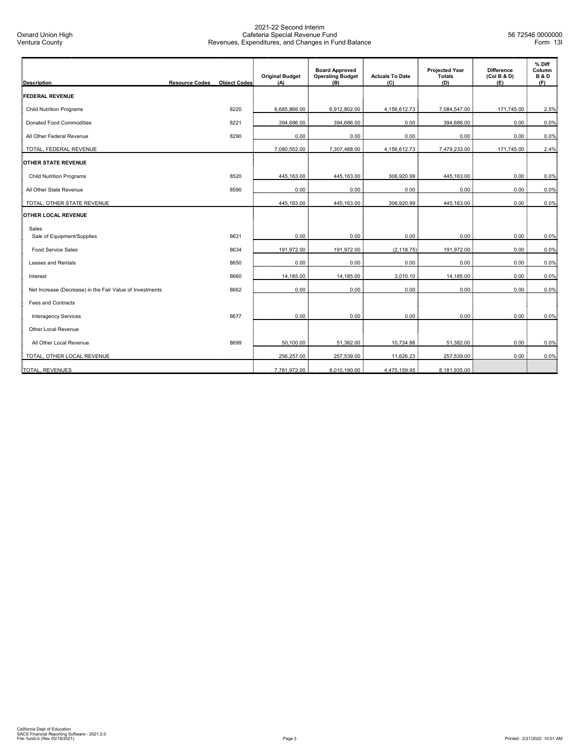Oxnard Union High
Ventura County

2021-22 Second Interim
Cafeteria Special Revenue Fund
Revenues, Expenditures, and Changes in Fund Balance

56 72546 0000000
Form 13I

| Description | Resource Codes | Object Codes | Original Budget (A) | Board Approved Operating Budget (B) | Actuals To Date (C) | Projected Year Totals (D) | Difference (Col B & D) (E) | % Diff Column B & D (F) |
|---|---|---|---|---|---|---|---|---|
| **FEDERAL REVENUE** | | | | | | | | |
| Child Nutrition Programs | | 8220 | 6,685,866.00 | 6,912,802.00 | 4,156,612.73 | 7,084,547.00 | 171,745.00 | 2.5% |
| Donated Food Commodities | | 8221 | 394,686.00 | 394,686.00 | 0.00 | 394,686.00 | 0.00 | 0.0% |
| All Other Federal Revenue | | 8290 | 0.00 | 0.00 | 0.00 | 0.00 | 0.00 | 0.0% |
| TOTAL, FEDERAL REVENUE | | | 7,080,552.00 | 7,307,488.00 | 4,156,612.73 | 7,479,233.00 | 171,745.00 | 2.4% |
| **OTHER STATE REVENUE** | | | | | | | | |
| Child Nutrition Programs | | 8520 | 445,163.00 | 445,163.00 | 306,920.99 | 445,163.00 | 0.00 | 0.0% |
| All Other State Revenue | | 8590 | 0.00 | 0.00 | 0.00 | 0.00 | 0.00 | 0.0% |
| TOTAL, OTHER STATE REVENUE | | | 445,163.00 | 445,163.00 | 306,920.99 | 445,163.00 | 0.00 | 0.0% |
| **OTHER LOCAL REVENUE** | | | | | | | | |
| Sales | | | | | | | | |
| Sale of Equipment/Supplies | | 8631 | 0.00 | 0.00 | 0.00 | 0.00 | 0.00 | 0.0% |
| Food Service Sales | | 8634 | 191,972.00 | 191,972.00 | (2,118.75) | 191,972.00 | 0.00 | 0.0% |
| Leases and Rentals | | 8650 | 0.00 | 0.00 | 0.00 | 0.00 | 0.00 | 0.0% |
| Interest | | 8660 | 14,185.00 | 14,185.00 | 3,010.10 | 14,185.00 | 0.00 | 0.0% |
| Net Increase (Decrease) in the Fair Value of Investments | | 8662 | 0.00 | 0.00 | 0.00 | 0.00 | 0.00 | 0.0% |
| Fees and Contracts | | | | | | | | |
| Interagency Services | | 8677 | 0.00 | 0.00 | 0.00 | 0.00 | 0.00 | 0.0% |
| Other Local Revenue | | | | | | | | |
| All Other Local Revenue | | 8699 | 50,100.00 | 51,382.00 | 10,734.88 | 51,382.00 | 0.00 | 0.0% |
| TOTAL, OTHER LOCAL REVENUE | | | 256,257.00 | 257,539.00 | 11,626.23 | 257,539.00 | 0.00 | 0.0% |
| TOTAL, REVENUES | | | 7,781,972.00 | 8,010,190.00 | 4,475,159.95 | 8,181,935.00 | | |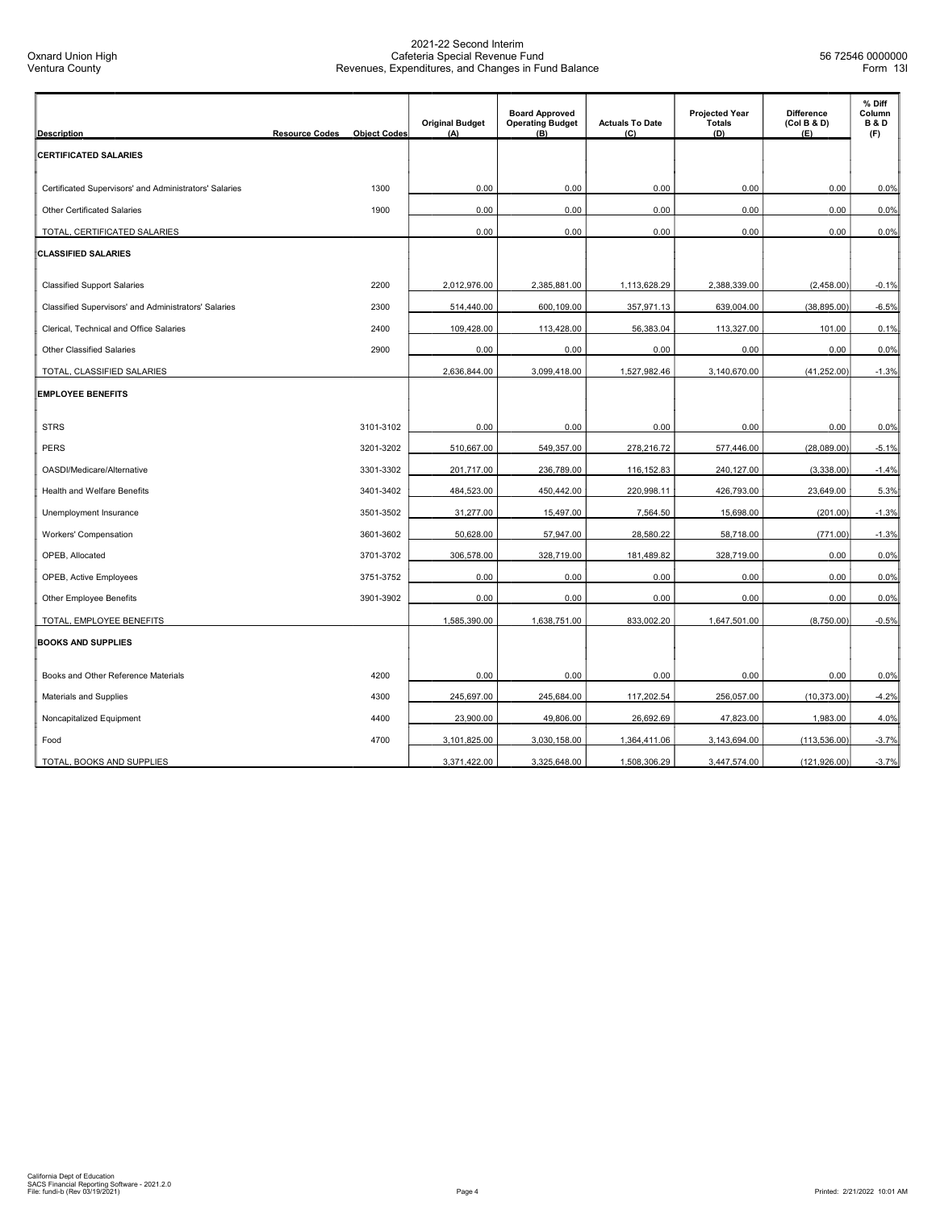2021-22 Second Interim
Cafeteria Special Revenue Fund
Revenues, Expenditures, and Changes in Fund Balance

Oxnard Union High
Ventura County

56 72546 0000000
Form 13I

| Description | Resource Codes | Object Codes | Original Budget (A) | Board Approved Operating Budget (B) | Actuals To Date (C) | Projected Year Totals (D) | Difference (Col B & D) (E) | % Diff Column B & D (F) |
|---|---|---|---|---|---|---|---|---|
| **CERTIFICATED SALARIES** | | | | | | | | |
| Certificated Supervisors' and Administrators' Salaries | | 1300 | 0.00 | 0.00 | 0.00 | 0.00 | 0.00 | 0.0% |
| Other Certificated Salaries | | 1900 | 0.00 | 0.00 | 0.00 | 0.00 | 0.00 | 0.0% |
| TOTAL, CERTIFICATED SALARIES | | | 0.00 | 0.00 | 0.00 | 0.00 | 0.00 | 0.0% |
| **CLASSIFIED SALARIES** | | | | | | | | |
| Classified Support Salaries | | 2200 | 2,012,976.00 | 2,385,881.00 | 1,113,628.29 | 2,388,339.00 | (2,458.00) | -0.1% |
| Classified Supervisors' and Administrators' Salaries | | 2300 | 514,440.00 | 600,109.00 | 357,971.13 | 639,004.00 | (38,895.00) | -6.5% |
| Clerical, Technical and Office Salaries | | 2400 | 109,428.00 | 113,428.00 | 56,383.04 | 113,327.00 | 101.00 | 0.1% |
| Other Classified Salaries | | 2900 | 0.00 | 0.00 | 0.00 | 0.00 | 0.00 | 0.0% |
| TOTAL, CLASSIFIED SALARIES | | | 2,636,844.00 | 3,099,418.00 | 1,527,982.46 | 3,140,670.00 | (41,252.00) | -1.3% |
| **EMPLOYEE BENEFITS** | | | | | | | | |
| STRS | | 3101-3102 | 0.00 | 0.00 | 0.00 | 0.00 | 0.00 | 0.0% |
| PERS | | 3201-3202 | 510,667.00 | 549,357.00 | 278,216.72 | 577,446.00 | (28,089.00) | -5.1% |
| OASDI/Medicare/Alternative | | 3301-3302 | 201,717.00 | 236,789.00 | 116,152.83 | 240,127.00 | (3,338.00) | -1.4% |
| Health and Welfare Benefits | | 3401-3402 | 484,523.00 | 450,442.00 | 220,998.11 | 426,793.00 | 23,649.00 | 5.3% |
| Unemployment Insurance | | 3501-3502 | 31,277.00 | 15,497.00 | 7,564.50 | 15,698.00 | (201.00) | -1.3% |
| Workers' Compensation | | 3601-3602 | 50,628.00 | 57,947.00 | 28,580.22 | 58,718.00 | (771.00) | -1.3% |
| OPEB, Allocated | | 3701-3702 | 306,578.00 | 328,719.00 | 181,489.82 | 328,719.00 | 0.00 | 0.0% |
| OPEB, Active Employees | | 3751-3752 | 0.00 | 0.00 | 0.00 | 0.00 | 0.00 | 0.0% |
| Other Employee Benefits | | 3901-3902 | 0.00 | 0.00 | 0.00 | 0.00 | 0.00 | 0.0% |
| TOTAL, EMPLOYEE BENEFITS | | | 1,585,390.00 | 1,638,751.00 | 833,002.20 | 1,647,501.00 | (8,750.00) | -0.5% |
| **BOOKS AND SUPPLIES** | | | | | | | | |
| Books and Other Reference Materials | | 4200 | 0.00 | 0.00 | 0.00 | 0.00 | 0.00 | 0.0% |
| Materials and Supplies | | 4300 | 245,697.00 | 245,684.00 | 117,202.54 | 256,057.00 | (10,373.00) | -4.2% |
| Noncapitalized Equipment | | 4400 | 23,900.00 | 49,806.00 | 26,692.69 | 47,823.00 | 1,983.00 | 4.0% |
| Food | | 4700 | 3,101,825.00 | 3,030,158.00 | 1,364,411.06 | 3,143,694.00 | (113,536.00) | -3.7% |
| TOTAL, BOOKS AND SUPPLIES | | | 3,371,422.00 | 3,325,648.00 | 1,508,306.29 | 3,447,574.00 | (121,926.00) | -3.7% |

California Dept of Education
SACS Financial Reporting Software - 2021.2.0
File: fundi-b (Rev 03/19/2021)

Printed: 2/21/2022 10:01 AM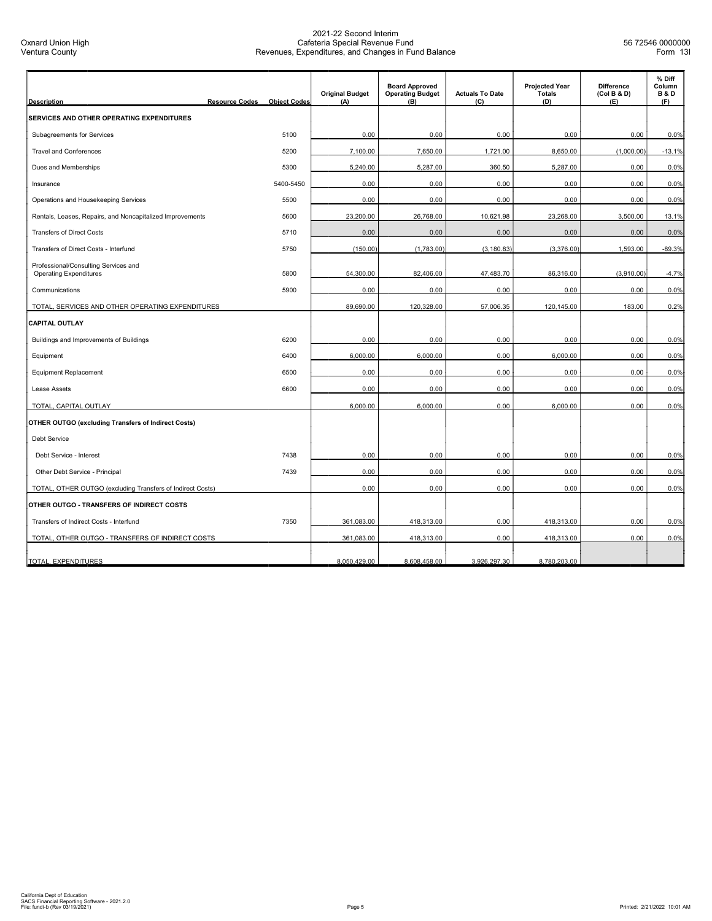Oxnard Union High
Ventura County

2021-22 Second Interim
Cafeteria Special Revenue Fund
Revenues, Expenditures, and Changes in Fund Balance

56 72546 0000000
Form 13I

| Description | Resource Codes | Object Codes | Original Budget (A) | Board Approved Operating Budget (B) | Actuals To Date (C) | Projected Year Totals (D) | Difference (Col B & D) (E) | % Diff Column B & D (F) |
|---|---|---|---|---|---|---|---|---|
| **SERVICES AND OTHER OPERATING EXPENDITURES** | | | | | | | | |
| Subagreements for Services | | 5100 | 0.00 | 0.00 | 0.00 | 0.00 | 0.00 | 0.0% |
| Travel and Conferences | | 5200 | 7,100.00 | 7,650.00 | 1,721.00 | 8,650.00 | (1,000.00) | -13.1% |
| Dues and Memberships | | 5300 | 5,240.00 | 5,287.00 | 360.50 | 5,287.00 | 0.00 | 0.0% |
| Insurance | | 5400-5450 | 0.00 | 0.00 | 0.00 | 0.00 | 0.00 | 0.0% |
| Operations and Housekeeping Services | | 5500 | 0.00 | 0.00 | 0.00 | 0.00 | 0.00 | 0.0% |
| Rentals, Leases, Repairs, and Noncapitalized Improvements | | 5600 | 23,200.00 | 26,768.00 | 10,621.98 | 23,268.00 | 3,500.00 | 13.1% |
| Transfers of Direct Costs | | 5710 | 0.00 | 0.00 | 0.00 | 0.00 | 0.00 | 0.0% |
| Transfers of Direct Costs - Interfund | | 5750 | (150.00) | (1,783.00) | (3,180.83) | (3,376.00) | 1,593.00 | -89.3% |
| Professional/Consulting Services and Operating Expenditures | | 5800 | 54,300.00 | 82,406.00 | 47,483.70 | 86,316.00 | (3,910.00) | -4.7% |
| Communications | | 5900 | 0.00 | 0.00 | 0.00 | 0.00 | 0.00 | 0.0% |
| TOTAL, SERVICES AND OTHER OPERATING EXPENDITURES | | | 89,690.00 | 120,328.00 | 57,006.35 | 120,145.00 | 183.00 | 0.2% |
| **CAPITAL OUTLAY** | | | | | | | | |
| Buildings and Improvements of Buildings | | 6200 | 0.00 | 0.00 | 0.00 | 0.00 | 0.00 | 0.0% |
| Equipment | | 6400 | 6,000.00 | 6,000.00 | 0.00 | 6,000.00 | 0.00 | 0.0% |
| Equipment Replacement | | 6500 | 0.00 | 0.00 | 0.00 | 0.00 | 0.00 | 0.0% |
| Lease Assets | | 6600 | 0.00 | 0.00 | 0.00 | 0.00 | 0.00 | 0.0% |
| TOTAL, CAPITAL OUTLAY | | | 6,000.00 | 6,000.00 | 0.00 | 6,000.00 | 0.00 | 0.0% |
| **OTHER OUTGO (excluding Transfers of Indirect Costs)** | | | | | | | | |
| Debt Service | | | | | | | | |
| Debt Service - Interest | | 7438 | 0.00 | 0.00 | 0.00 | 0.00 | 0.00 | 0.0% |
| Other Debt Service - Principal | | 7439 | 0.00 | 0.00 | 0.00 | 0.00 | 0.00 | 0.0% |
| TOTAL, OTHER OUTGO (excluding Transfers of Indirect Costs) | | | 0.00 | 0.00 | 0.00 | 0.00 | 0.00 | 0.0% |
| **OTHER OUTGO - TRANSFERS OF INDIRECT COSTS** | | | | | | | | |
| Transfers of Indirect Costs - Interfund | | 7350 | 361,083.00 | 418,313.00 | 0.00 | 418,313.00 | 0.00 | 0.0% |
| TOTAL, OTHER OUTGO - TRANSFERS OF INDIRECT COSTS | | | 361,083.00 | 418,313.00 | 0.00 | 418,313.00 | 0.00 | 0.0% |
| TOTAL, EXPENDITURES | | | 8,050,429.00 | 8,608,458.00 | 3,926,297.30 | 8,780,203.00 | | |

California Dept of Education
SACS Financial Reporting Software - 2021.2.0
File: fundi-b (Rev 03/19/2021)

Printed: 2/21/2022 10:01 AM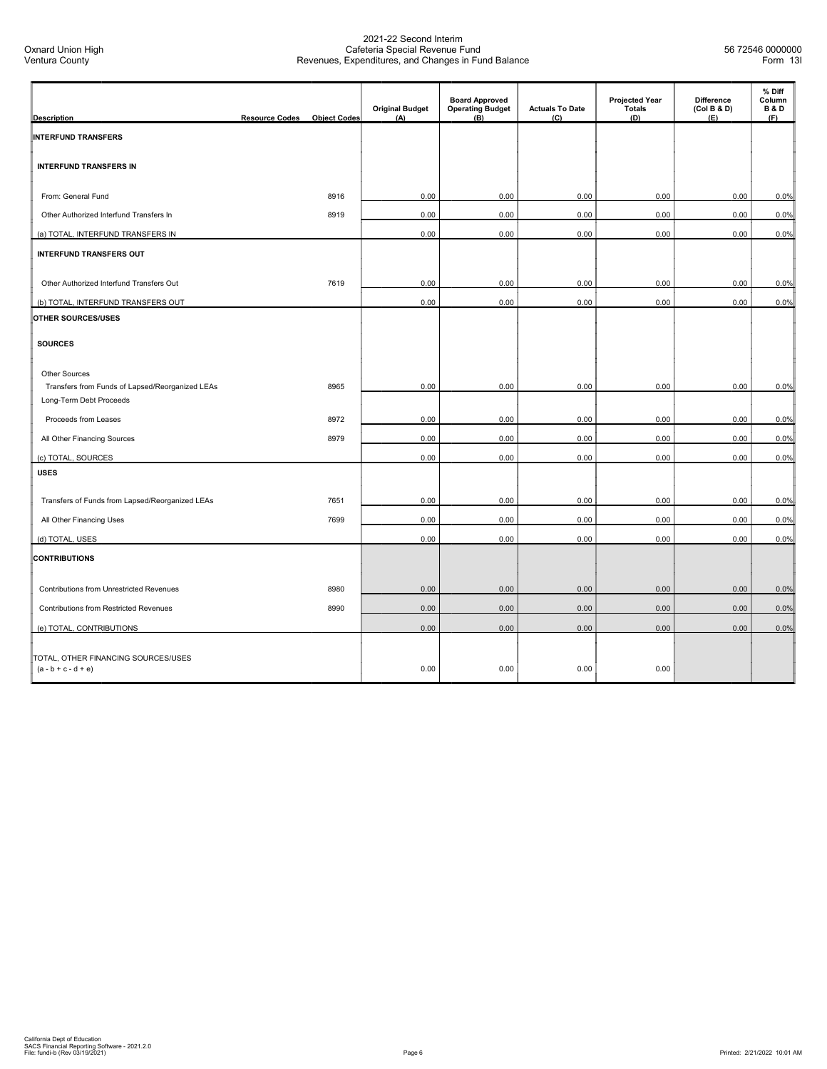Oxnard Union High
Ventura County

2021-22 Second Interim
Cafeteria Special Revenue Fund
Revenues, Expenditures, and Changes in Fund Balance

56 72546 0000000
Form 13I

| Description | Resource Codes | Object Codes | Original Budget (A) | Board Approved Operating Budget (B) | Actuals To Date (C) | Projected Year Totals (D) | Difference (Col B & D) (E) | % Diff Column B & D (F) |
|---|---|---|---|---|---|---|---|---|
| **INTERFUND TRANSFERS** | | | | | | | | |
| **INTERFUND TRANSFERS IN** | | | | | | | | |
| From: General Fund | | 8916 | 0.00 | 0.00 | 0.00 | 0.00 | 0.00 | 0.0% |
| Other Authorized Interfund Transfers In | | 8919 | 0.00 | 0.00 | 0.00 | 0.00 | 0.00 | 0.0% |
| (a) TOTAL, INTERFUND TRANSFERS IN | | | 0.00 | 0.00 | 0.00 | 0.00 | 0.00 | 0.0% |
| **INTERFUND TRANSFERS OUT** | | | | | | | | |
| Other Authorized Interfund Transfers Out | | 7619 | 0.00 | 0.00 | 0.00 | 0.00 | 0.00 | 0.0% |
| (b) TOTAL, INTERFUND TRANSFERS OUT | | | 0.00 | 0.00 | 0.00 | 0.00 | 0.00 | 0.0% |
| **OTHER SOURCES/USES** | | | | | | | | |
| **SOURCES** | | | | | | | | |
| Other Sources | | | | | | | | |
| Transfers from Funds of Lapsed/Reorganized LEAs | | 8965 | 0.00 | 0.00 | 0.00 | 0.00 | 0.00 | 0.0% |
| Long-Term Debt Proceeds | | | | | | | | |
| Proceeds from Leases | | 8972 | 0.00 | 0.00 | 0.00 | 0.00 | 0.00 | 0.0% |
| All Other Financing Sources | | 8979 | 0.00 | 0.00 | 0.00 | 0.00 | 0.00 | 0.0% |
| (c) TOTAL, SOURCES | | | 0.00 | 0.00 | 0.00 | 0.00 | 0.00 | 0.0% |
| **USES** | | | | | | | | |
| Transfers of Funds from Lapsed/Reorganized LEAs | | 7651 | 0.00 | 0.00 | 0.00 | 0.00 | 0.00 | 0.0% |
| All Other Financing Uses | | 7699 | 0.00 | 0.00 | 0.00 | 0.00 | 0.00 | 0.0% |
| (d) TOTAL, USES | | | 0.00 | 0.00 | 0.00 | 0.00 | 0.00 | 0.0% |
| **CONTRIBUTIONS** | | | | | | | | |
| Contributions from Unrestricted Revenues | | 8980 | 0.00 | 0.00 | 0.00 | 0.00 | 0.00 | 0.0% |
| Contributions from Restricted Revenues | | 8990 | 0.00 | 0.00 | 0.00 | 0.00 | 0.00 | 0.0% |
| (e) TOTAL, CONTRIBUTIONS | | | 0.00 | 0.00 | 0.00 | 0.00 | 0.00 | 0.0% |
| TOTAL, OTHER FINANCING SOURCES/USES (a - b + c - d + e) | | | 0.00 | 0.00 | 0.00 | 0.00 | | |

California Dept of Education
SACS Financial Reporting Software - 2021.2.0
File: fundi-b (Rev 03/19/2021)

Printed: 2/21/2022 10:01 AM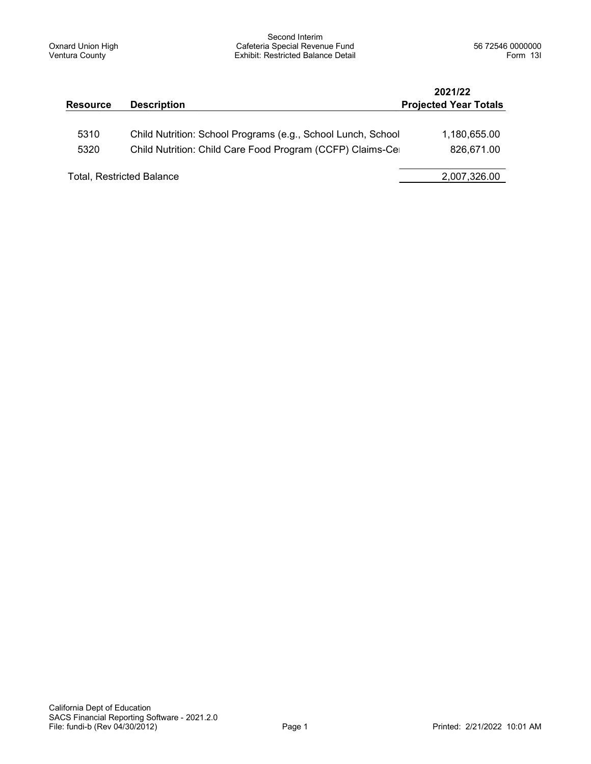Oxnard Union High
Ventura County

Second Interim
Cafeteria Special Revenue Fund
Exhibit: Restricted Balance Detail

56 72546 0000000
Form 13I

| Resource | Description | 2021/22 Projected Year Totals |
|---|---|---|
| 5310 | Child Nutrition: School Programs (e.g., School Lunch, School | 1,180,655.00 |
| 5320 | Child Nutrition: Child Care Food Program (CCFP) Claims-Ce | 826,671.00 |
| Total, Restricted Balance | | 2,007,326.00 |

California Dept of Education
SACS Financial Reporting Software - 2021.2.0
File: fundi-b (Rev 04/30/2012)

Printed: 2/21/2022 10:01 AM